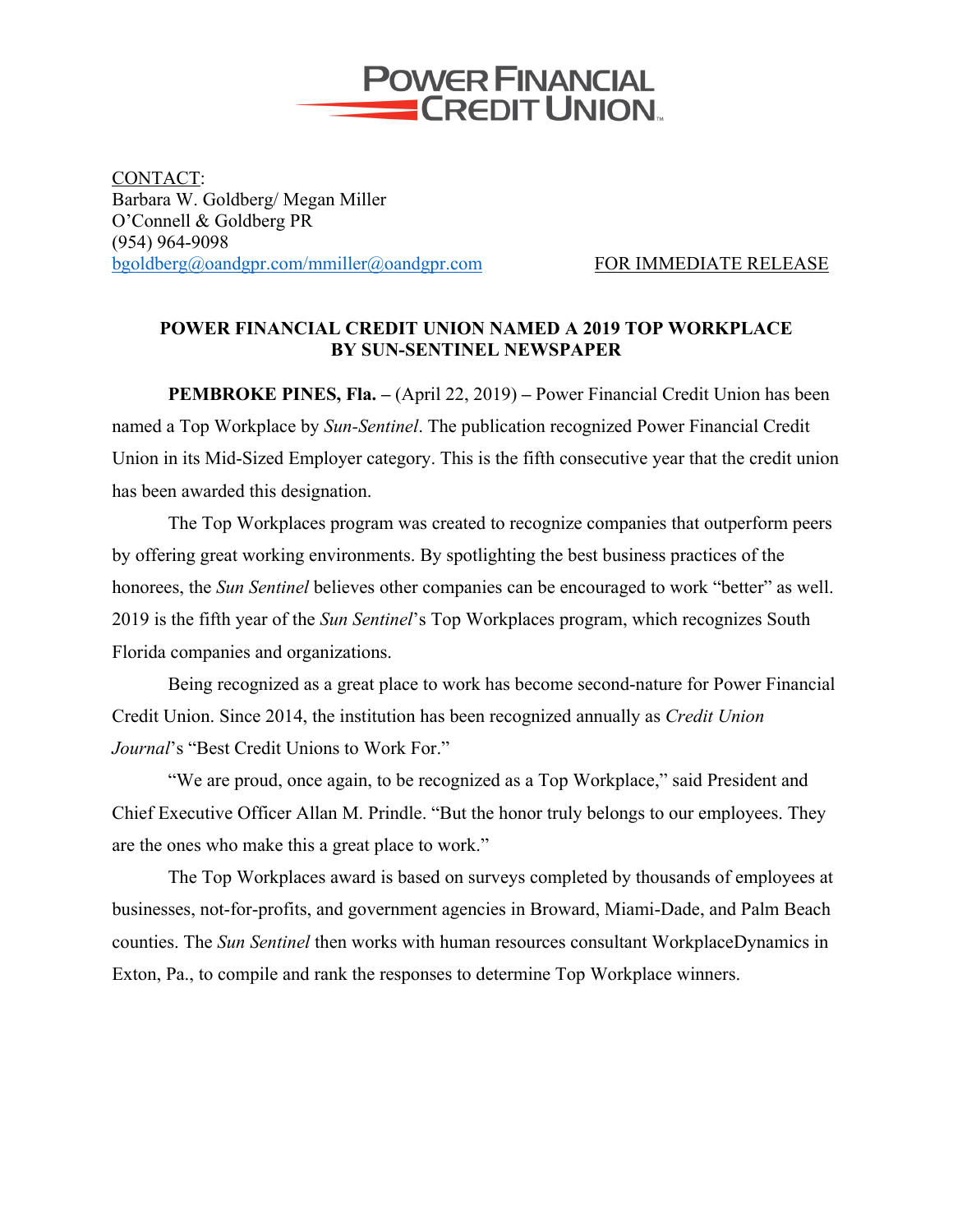POWER FINANCIAL CREDIT UNION

CONTACT:
Barbara W. Goldberg/ Megan Miller
O'Connell & Goldberg PR
(954) 964-9098
bgoldberg@oandgpr.com/mmiller@oandgpr.com

FOR IMMEDIATE RELEASE

## POWER FINANCIAL CREDIT UNION NAMED A 2019 TOP WORKPLACE BY SUN-SENTINEL NEWSPAPER

**PEMBROKE PINES, Fla. –** (April 22, 2019) **–** Power Financial Credit Union has been named a Top Workplace by *Sun-Sentinel*. The publication recognized Power Financial Credit Union in its Mid-Sized Employer category. This is the fifth consecutive year that the credit union has been awarded this designation.

The Top Workplaces program was created to recognize companies that outperform peers by offering great working environments. By spotlighting the best business practices of the honorees, the *Sun Sentinel* believes other companies can be encouraged to work "better" as well. 2019 is the fifth year of the *Sun Sentinel*'s Top Workplaces program, which recognizes South Florida companies and organizations.

Being recognized as a great place to work has become second-nature for Power Financial Credit Union. Since 2014, the institution has been recognized annually as *Credit Union Journal*'s "Best Credit Unions to Work For."

"We are proud, once again, to be recognized as a Top Workplace," said President and Chief Executive Officer Allan M. Prindle. "But the honor truly belongs to our employees. They are the ones who make this a great place to work."

The Top Workplaces award is based on surveys completed by thousands of employees at businesses, not-for-profits, and government agencies in Broward, Miami-Dade, and Palm Beach counties. The *Sun Sentinel* then works with human resources consultant WorkplaceDynamics in Exton, Pa., to compile and rank the responses to determine Top Workplace winners.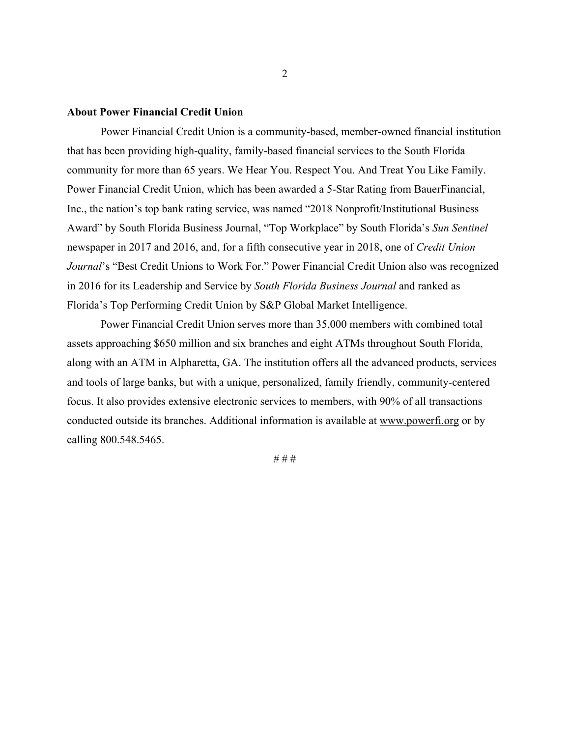**About Power Financial Credit Union**

Power Financial Credit Union is a community-based, member-owned financial institution that has been providing high-quality, family-based financial services to the South Florida community for more than 65 years. We Hear You. Respect You. And Treat You Like Family. Power Financial Credit Union, which has been awarded a 5-Star Rating from BauerFinancial, Inc., the nation's top bank rating service, was named "2018 Nonprofit/Institutional Business Award" by South Florida Business Journal, "Top Workplace" by South Florida's *Sun Sentinel* newspaper in 2017 and 2016, and, for a fifth consecutive year in 2018, one of *Credit Union Journal*'s "Best Credit Unions to Work For." Power Financial Credit Union also was recognized in 2016 for its Leadership and Service by *South Florida Business Journal* and ranked as Florida's Top Performing Credit Union by S&P Global Market Intelligence.

Power Financial Credit Union serves more than 35,000 members with combined total assets approaching $650 million and six branches and eight ATMs throughout South Florida, along with an ATM in Alpharetta, GA. The institution offers all the advanced products, services and tools of large banks, but with a unique, personalized, family friendly, community-centered focus. It also provides extensive electronic services to members, with 90% of all transactions conducted outside its branches. Additional information is available at www.powerfi.org or by calling 800.548.5465.

# # #